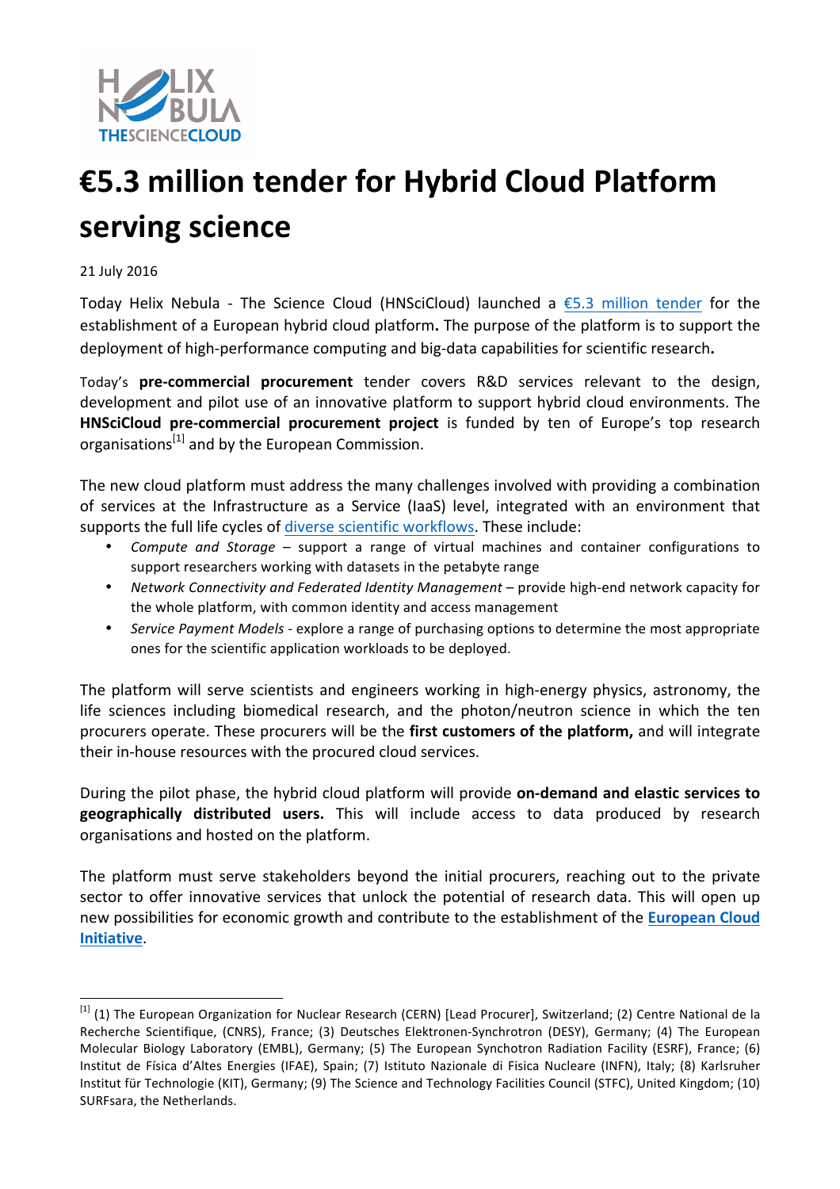# €5.3 million tender for Hybrid Cloud Platform serving science

21 July 2016

Today Helix Nebula - The Science Cloud (HNSciCloud) launched a €5.3 million tender for the establishment of a European hybrid cloud platform**.** The purpose of the platform is to support the deployment of high-performance computing and big-data capabilities for scientific research**.**

Today's **pre-commercial procurement** tender covers R&D services relevant to the design, development and pilot use of an innovative platform to support hybrid cloud environments. The **HNSciCloud pre-commercial procurement project** is funded by ten of Europe's top research organisations[1] and by the European Commission.

The new cloud platform must address the many challenges involved with providing a combination of services at the Infrastructure as a Service (IaaS) level, integrated with an environment that supports the full life cycles of diverse scientific workflows. These include:

- *Compute and Storage* – support a range of virtual machines and container configurations to support researchers working with datasets in the petabyte range
- *Network Connectivity and Federated Identity Management* – provide high-end network capacity for the whole platform, with common identity and access management
- *Service Payment Models* - explore a range of purchasing options to determine the most appropriate ones for the scientific application workloads to be deployed.

The platform will serve scientists and engineers working in high-energy physics, astronomy, the life sciences including biomedical research, and the photon/neutron science in which the ten procurers operate. These procurers will be the **first customers of the platform,** and will integrate their in-house resources with the procured cloud services.

During the pilot phase, the hybrid cloud platform will provide **on-demand and elastic services to geographically distributed users.** This will include access to data produced by research organisations and hosted on the platform.

The platform must serve stakeholders beyond the initial procurers, reaching out to the private sector to offer innovative services that unlock the potential of research data. This will open up new possibilities for economic growth and contribute to the establishment of the **European Cloud Initiative**.

---

[1] (1) The European Organization for Nuclear Research (CERN) [Lead Procurer], Switzerland; (2) Centre National de la Recherche Scientifique, (CNRS), France; (3) Deutsches Elektronen-Synchrotron (DESY), Germany; (4) The European Molecular Biology Laboratory (EMBL), Germany; (5) The European Synchotron Radiation Facility (ESRF), France; (6) Institut de Física d'Altes Energies (IFAE), Spain; (7) Istituto Nazionale di Fisica Nucleare (INFN), Italy; (8) Karlsruher Institut für Technologie (KIT), Germany; (9) The Science and Technology Facilities Council (STFC), United Kingdom; (10) SURFsara, the Netherlands.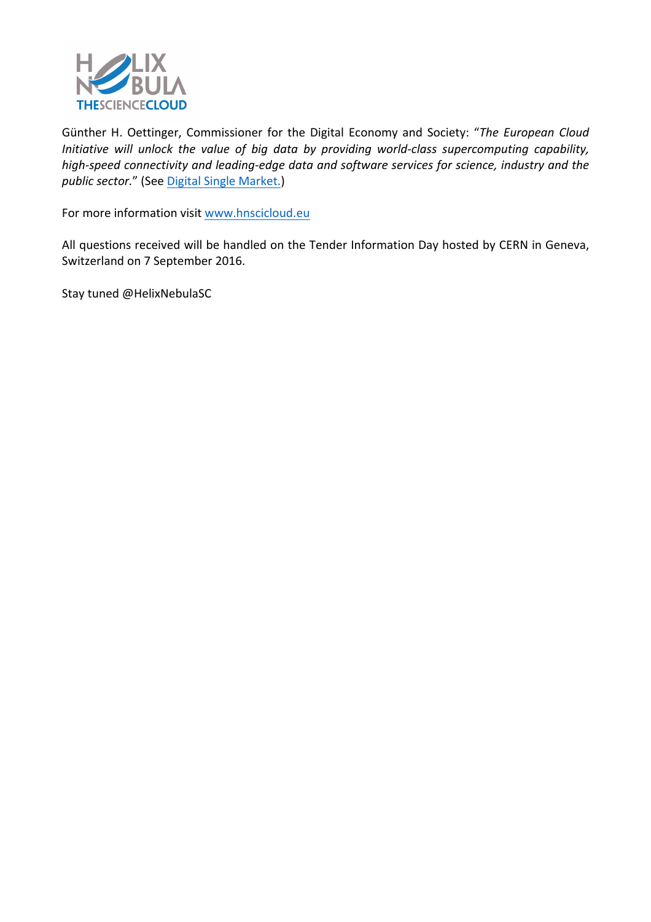Günther H. Oettinger, Commissioner for the Digital Economy and Society: "*The European Cloud Initiative will unlock the value of big data by providing world-class supercomputing capability, high-speed connectivity and leading-edge data and software services for science, industry and the public sector.*" (See Digital Single Market.)

For more information visit www.hnscicloud.eu

All questions received will be handled on the Tender Information Day hosted by CERN in Geneva, Switzerland on 7 September 2016.

Stay tuned @HelixNebulaSC